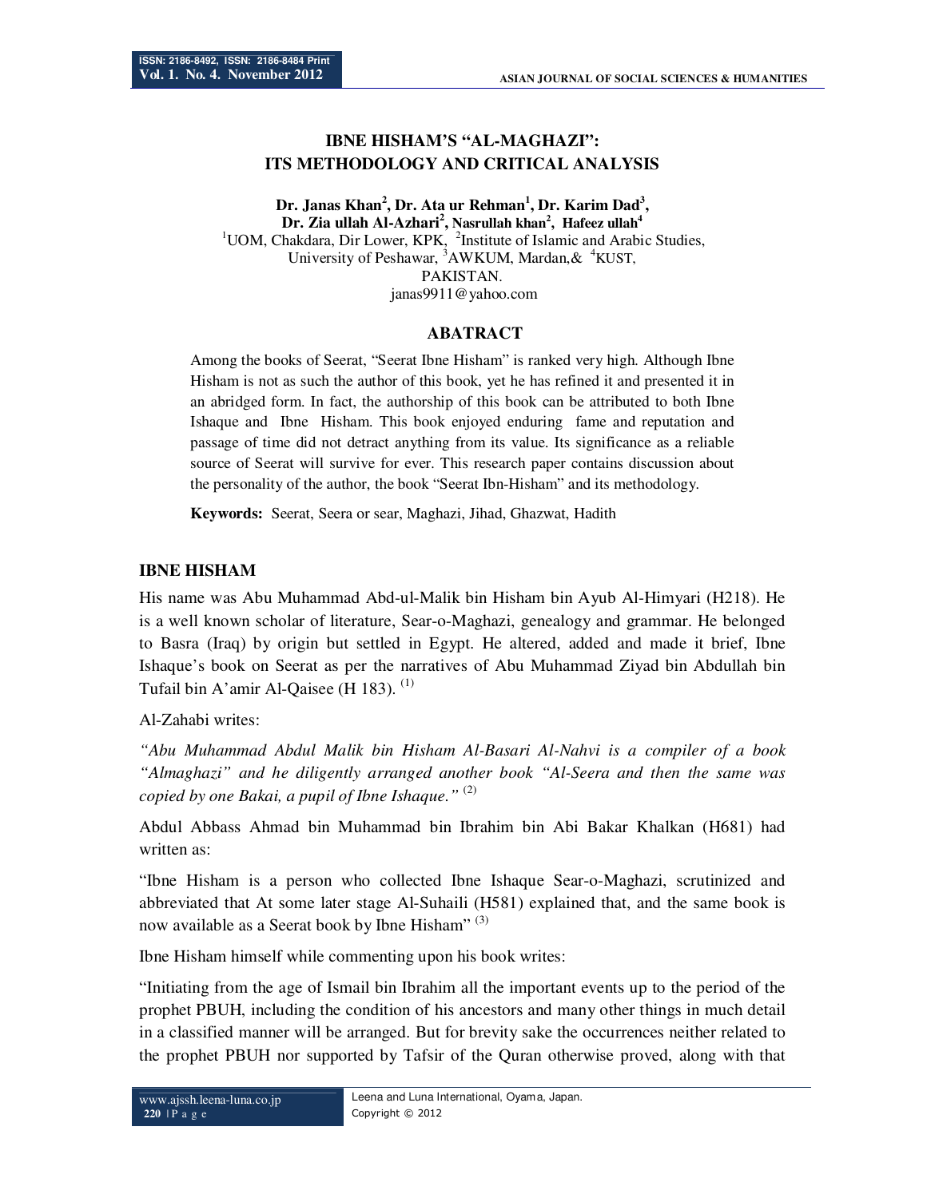# IBNE HISHAM'S "AL-MAGHAZI": ITS METHODOLOGY AND CRITICAL ANALYSIS

**Dr. Janas Khan[2], Dr. Ata ur Rehman[1], Dr. Karim Dad[3], Dr. Zia ullah Al-Azhari[2], Nasrullah khan[2], Hafeez ullah[4]**

[1]UOM, Chakdara, Dir Lower, KPK, [2]Institute of Islamic and Arabic Studies, University of Peshawar, [3]AWKUM, Mardan,& [4]KUST, PAKISTAN.

janas9911@yahoo.com

## ABATRACT

Among the books of Seerat, "Seerat Ibne Hisham" is ranked very high. Although Ibne Hisham is not as such the author of this book, yet he has refined it and presented it in an abridged form. In fact, the authorship of this book can be attributed to both Ibne Ishaque and Ibne Hisham. This book enjoyed enduring fame and reputation and passage of time did not detract anything from its value. Its significance as a reliable source of Seerat will survive for ever. This research paper contains discussion about the personality of the author, the book "Seerat Ibn-Hisham" and its methodology.

**Keywords:** Seerat, Seera or sear, Maghazi, Jihad, Ghazwat, Hadith

## IBNE HISHAM

His name was Abu Muhammad Abd-ul-Malik bin Hisham bin Ayub Al-Himyari (H218). He is a well known scholar of literature, Sear-o-Maghazi, genealogy and grammar. He belonged to Basra (Iraq) by origin but settled in Egypt. He altered, added and made it brief, Ibne Ishaque's book on Seerat as per the narratives of Abu Muhammad Ziyad bin Abdullah bin Tufail bin A'amir Al-Qaisee (H 183). (1)

Al-Zahabi writes:

*"Abu Muhammad Abdul Malik bin Hisham Al-Basari Al-Nahvi is a compiler of a book "Almaghazi" and he diligently arranged another book "Al-Seera and then the same was copied by one Bakai, a pupil of Ibne Ishaque."* (2)

Abdul Abbass Ahmad bin Muhammad bin Ibrahim bin Abi Bakar Khalkan (H681) had written as:

"Ibne Hisham is a person who collected Ibne Ishaque Sear-o-Maghazi, scrutinized and abbreviated that At some later stage Al-Suhaili (H581) explained that, and the same book is now available as a Seerat book by Ibne Hisham" (3)

Ibne Hisham himself while commenting upon his book writes:

"Initiating from the age of Ismail bin Ibrahim all the important events up to the period of the prophet PBUH, including the condition of his ancestors and many other things in much detail in a classified manner will be arranged. But for brevity sake the occurrences neither related to the prophet PBUH nor supported by Tafsir of the Quran otherwise proved, along with that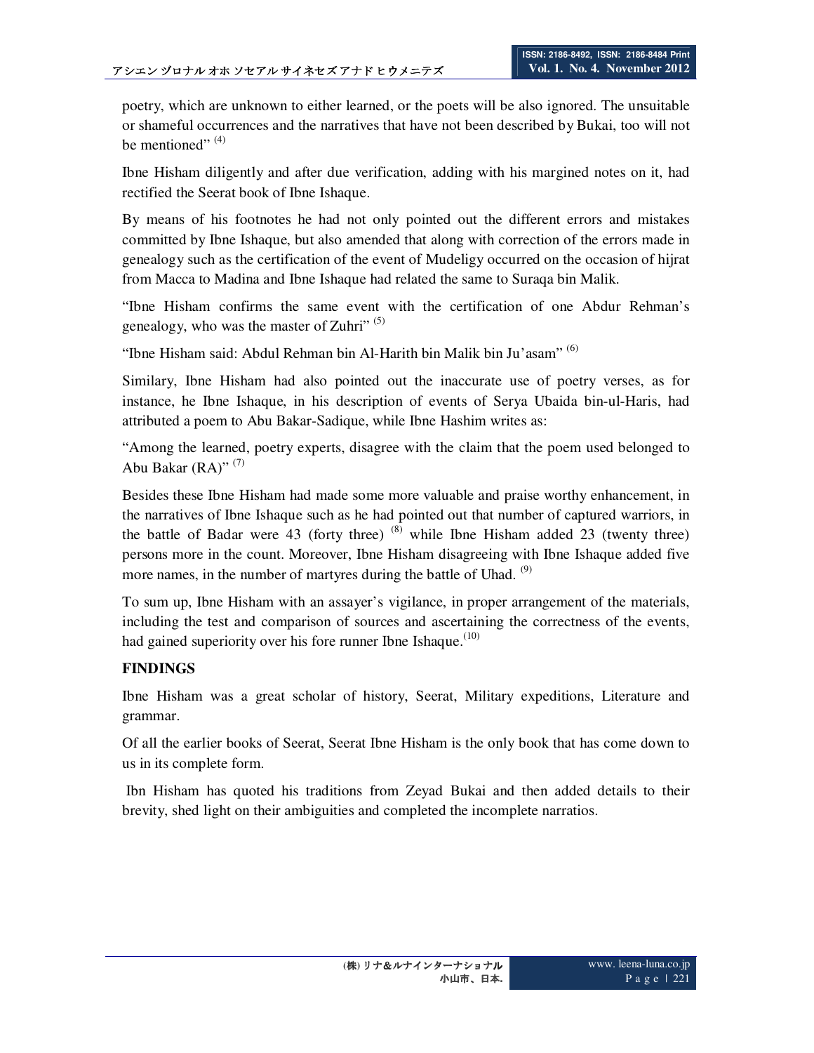poetry, which are unknown to either learned, or the poets will be also ignored. The unsuitable or shameful occurrences and the narratives that have not been described by Bukai, too will not be mentioned" [(4)]

Ibne Hisham diligently and after due verification, adding with his margined notes on it, had rectified the Seerat book of Ibne Ishaque.

By means of his footnotes he had not only pointed out the different errors and mistakes committed by Ibne Ishaque, but also amended that along with correction of the errors made in genealogy such as the certification of the event of Mudeligy occurred on the occasion of hijrat from Macca to Madina and Ibne Ishaque had related the same to Suraqa bin Malik.

"Ibne Hisham confirms the same event with the certification of one Abdur Rehman's genealogy, who was the master of Zuhri" [(5)]

"Ibne Hisham said: Abdul Rehman bin Al-Harith bin Malik bin Ju'asam" [(6)]

Similary, Ibne Hisham had also pointed out the inaccurate use of poetry verses, as for instance, he Ibne Ishaque, in his description of events of Serya Ubaida bin-ul-Haris, had attributed a poem to Abu Bakar-Sadique, while Ibne Hashim writes as:

"Among the learned, poetry experts, disagree with the claim that the poem used belonged to Abu Bakar (RA)" [(7)]

Besides these Ibne Hisham had made some more valuable and praise worthy enhancement, in the narratives of Ibne Ishaque such as he had pointed out that number of captured warriors, in the battle of Badar were 43 (forty three) [(8)] while Ibne Hisham added 23 (twenty three) persons more in the count. Moreover, Ibne Hisham disagreeing with Ibne Ishaque added five more names, in the number of martyres during the battle of Uhad. [(9)]

To sum up, Ibne Hisham with an assayer's vigilance, in proper arrangement of the materials, including the test and comparison of sources and ascertaining the correctness of the events, had gained superiority over his fore runner Ibne Ishaque.[(10)]

**FINDINGS**

Ibne Hisham was a great scholar of history, Seerat, Military expeditions, Literature and grammar.

Of all the earlier books of Seerat, Seerat Ibne Hisham is the only book that has come down to us in its complete form.

Ibn Hisham has quoted his traditions from Zeyad Bukai and then added details to their brevity, shed light on their ambiguities and completed the incomplete narratios.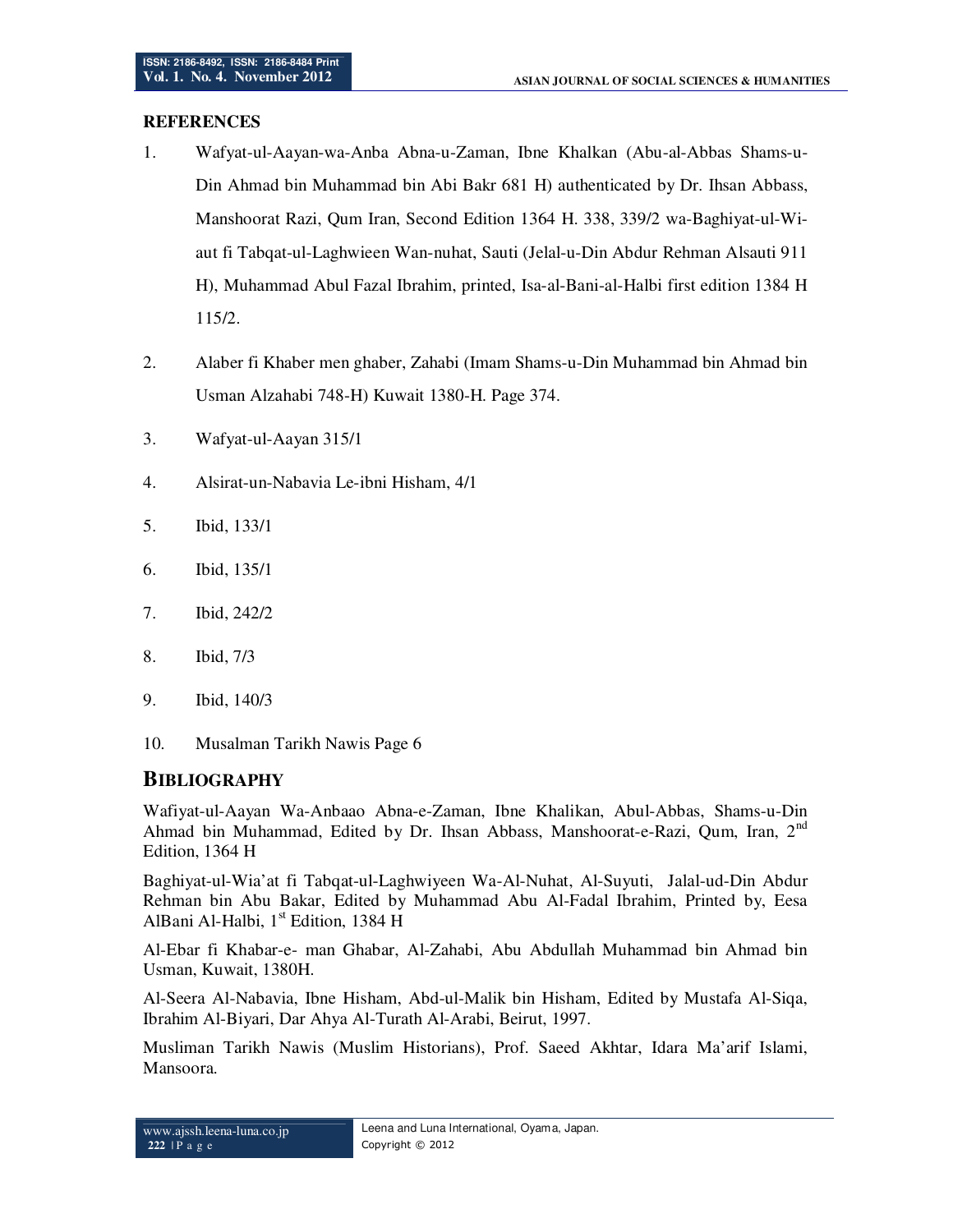## REFERENCES

1. Wafyat-ul-Aayan-wa-Anba Abna-u-Zaman, Ibne Khalkan (Abu-al-Abbas Shams-u-Din Ahmad bin Muhammad bin Abi Bakr 681 H) authenticated by Dr. Ihsan Abbass, Manshoorat Razi, Qum Iran, Second Edition 1364 H. 338, 339/2 wa-Baghiyat-ul-Wi-aut fi Tabqat-ul-Laghwieen Wan-nuhat, Sauti (Jelal-u-Din Abdur Rehman Alsauti 911 H), Muhammad Abul Fazal Ibrahim, printed, Isa-al-Bani-al-Halbi first edition 1384 H 115/2.
2. Alaber fi Khaber men ghaber, Zahabi (Imam Shams-u-Din Muhammad bin Ahmad bin Usman Alzahabi 748-H) Kuwait 1380-H. Page 374.
3. Wafyat-ul-Aayan 315/1
4. Alsirat-un-Nabavia Le-ibni Hisham, 4/1
5. Ibid, 133/1
6. Ibid, 135/1
7. Ibid, 242/2
8. Ibid, 7/3
9. Ibid, 140/3
10. Musalman Tarikh Nawis Page 6

## BIBLIOGRAPHY

Wafiyat-ul-Aayan Wa-Anbaao Abna-e-Zaman, Ibne Khalikan, Abul-Abbas, Shams-u-Din Ahmad bin Muhammad, Edited by Dr. Ihsan Abbass, Manshoorat-e-Razi, Qum, Iran, 2nd Edition, 1364 H

Baghiyat-ul-Wia'at fi Tabqat-ul-Laghwiyeen Wa-Al-Nuhat, Al-Suyuti, Jalal-ud-Din Abdur Rehman bin Abu Bakar, Edited by Muhammad Abu Al-Fadal Ibrahim, Printed by, Eesa AlBani Al-Halbi, 1st Edition, 1384 H

Al-Ebar fi Khabar-e- man Ghabar, Al-Zahabi, Abu Abdullah Muhammad bin Ahmad bin Usman, Kuwait, 1380H.

Al-Seera Al-Nabavia, Ibne Hisham, Abd-ul-Malik bin Hisham, Edited by Mustafa Al-Siqa, Ibrahim Al-Biyari, Dar Ahya Al-Turath Al-Arabi, Beirut, 1997.

Musliman Tarikh Nawis (Muslim Historians), Prof. Saeed Akhtar, Idara Ma'arif Islami, Mansoora.